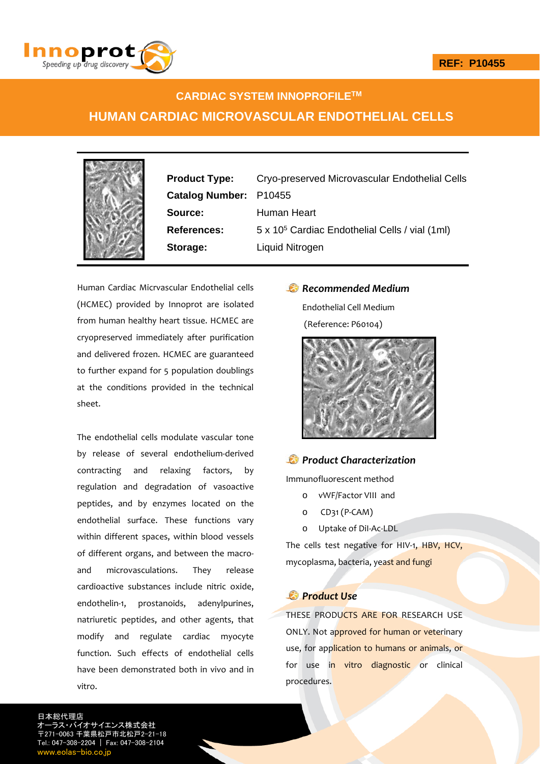REF: P10455

# CARDIAC SYSTEM INNOPROFILE™

# HUMAN CARDIAC MICROVASCULAR ENDOTHELIAL CELLS

| | |
|---|---|
| **Product Type:** | Cryo-preserved Microvascular Endothelial Cells |
| **Catalog Number:** | P10455 |
| **Source:** | Human Heart |
| **References:** | 5 x $10^5$ Cardiac Endothelial Cells / vial (1ml) |
| **Storage:** | Liquid Nitrogen |

Human Cardiac Micrvascular Endothelial cells (HCMEC) provided by Innoprot are isolated from human healthy heart tissue. HCMEC are cryopreserved immediately after purification and delivered frozen. HCMEC are guaranteed to further expand for 5 population doublings at the conditions provided in the technical sheet.

The endothelial cells modulate vascular tone by release of several endothelium-derived contracting and relaxing factors, by regulation and degradation of vasoactive peptides, and by enzymes located on the endothelial surface. These functions vary within different spaces, within blood vessels of different organs, and between the macro- and microvasculations. They release cardioactive substances include nitric oxide, endothelin-1, prostanoids, adenylpurines, natriuretic peptides, and other agents, that modify and regulate cardiac myocyte function. Such effects of endothelial cells have been demonstrated both in vivo and in vitro.

## *Recommended Medium*

Endothelial Cell Medium

(Reference: P60104)

## *Product Characterization*

Immunofluorescent method

- vWF/Factor VIII and
- CD31 (P-CAM)
- Uptake of Dil-Ac-LDL

The cells test negative for HIV-1, HBV, HCV, mycoplasma, bacteria, yeast and fungi

## *Product Use*

THESE PRODUCTS ARE FOR RESEARCH USE ONLY. Not approved for human or veterinary use, for application to humans or animals, or for use in vitro diagnostic or clinical procedures.

日本総代理店
オーラス・バイオサイエンス株式会社
〒271-0063 千葉県松戸市北松戸2-21-18
Tel.: 047-308-2204 | Fax: 047-308-2104
www.eolas-bio.co.jp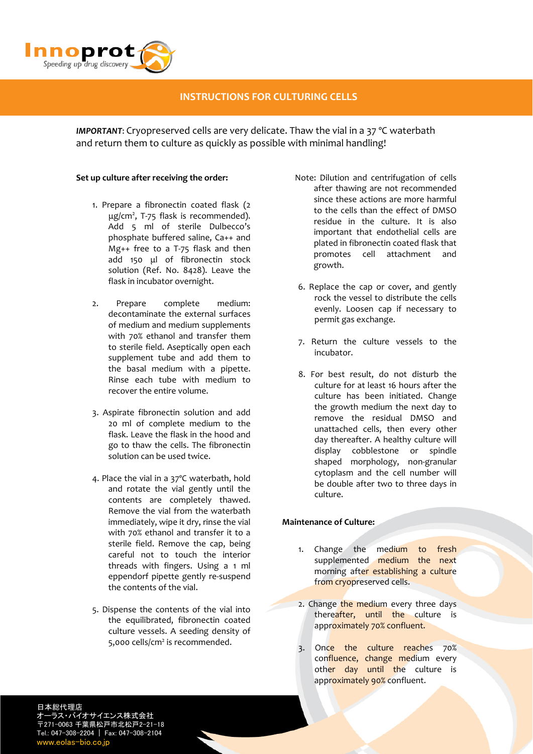# INSTRUCTIONS FOR CULTURING CELLS

***IMPORTANT***: Cryopreserved cells are very delicate. Thaw the vial in a 37 °C waterbath and return them to culture as quickly as possible with minimal handling!

**Set up culture after receiving the order:**

1. Prepare a fibronectin coated flask (2 μg/cm², T-75 flask is recommended). Add 5 ml of sterile Dulbecco's phosphate buffered saline, Ca++ and Mg++ free to a T-75 flask and then add 150 μl of fibronectin stock solution (Ref. No. 8428). Leave the flask in incubator overnight.

2. Prepare complete medium: decontaminate the external surfaces of medium and medium supplements with 70% ethanol and transfer them to sterile field. Aseptically open each supplement tube and add them to the basal medium with a pipette. Rinse each tube with medium to recover the entire volume.

3. Aspirate fibronectin solution and add 20 ml of complete medium to the flask. Leave the flask in the hood and go to thaw the cells. The fibronectin solution can be used twice.

4. Place the vial in a 37ºC waterbath, hold and rotate the vial gently until the contents are completely thawed. Remove the vial from the waterbath immediately, wipe it dry, rinse the vial with 70% ethanol and transfer it to a sterile field. Remove the cap, being careful not to touch the interior threads with fingers. Using a 1 ml eppendorf pipette gently re-suspend the contents of the vial.

5. Dispense the contents of the vial into the equilibrated, fibronectin coated culture vessels. A seeding density of 5,000 cells/cm² is recommended.

Note: Dilution and centrifugation of cells after thawing are not recommended since these actions are more harmful to the cells than the effect of DMSO residue in the culture. It is also important that endothelial cells are plated in fibronectin coated flask that promotes cell attachment and growth.

6. Replace the cap or cover, and gently rock the vessel to distribute the cells evenly. Loosen cap if necessary to permit gas exchange.

7. Return the culture vessels to the incubator.

8. For best result, do not disturb the culture for at least 16 hours after the culture has been initiated. Change the growth medium the next day to remove the residual DMSO and unattached cells, then every other day thereafter. A healthy culture will display cobblestone or spindle shaped morphology, non-granular cytoplasm and the cell number will be double after two to three days in culture.

**Maintenance of Culture:**

1. Change the medium to fresh supplemented medium the next morning after establishing a culture from cryopreserved cells.

2. Change the medium every three days thereafter, until the culture is approximately 70% confluent.

3. Once the culture reaches 70% confluence, change medium every other day until the culture is approximately 90% confluent.

日本総代理店
オーラス・バイオサイエンス株式会社
〒271-0063 千葉県松戸市北松戸2-21-18
Tel.: 047-308-2204 | Fax: 047-308-2104
www.eolas-bio.co.jp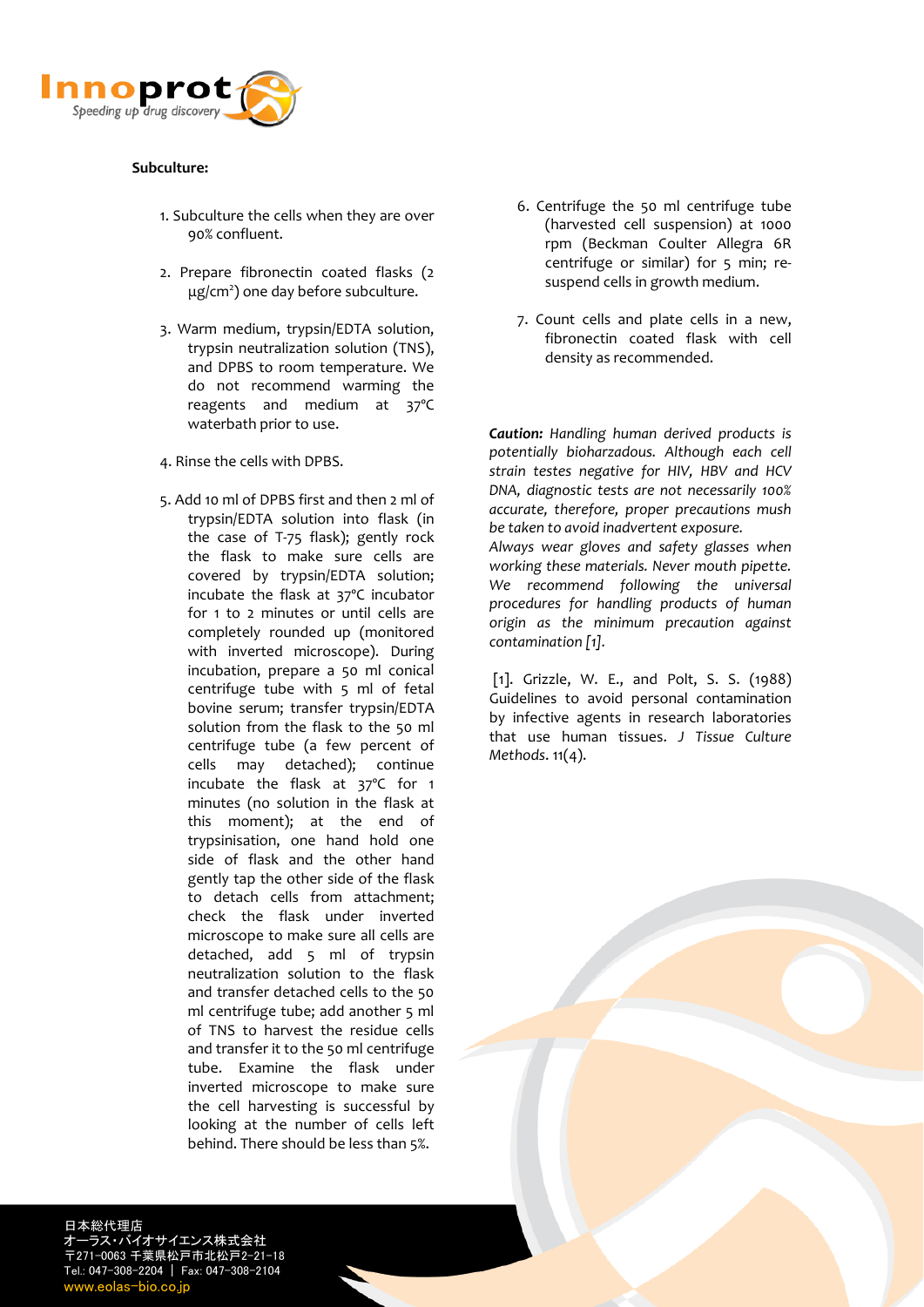**Subculture:**

1. Subculture the cells when they are over 90% confluent.

2. Prepare fibronectin coated flasks (2 µg/cm²) one day before subculture.

3. Warm medium, trypsin/EDTA solution, trypsin neutralization solution (TNS), and DPBS to room temperature. We do not recommend warming the reagents and medium at 37°C waterbath prior to use.

4. Rinse the cells with DPBS.

5. Add 10 ml of DPBS first and then 2 ml of trypsin/EDTA solution into flask (in the case of T-75 flask); gently rock the flask to make sure cells are covered by trypsin/EDTA solution; incubate the flask at 37°C incubator for 1 to 2 minutes or until cells are completely rounded up (monitored with inverted microscope). During incubation, prepare a 50 ml conical centrifuge tube with 5 ml of fetal bovine serum; transfer trypsin/EDTA solution from the flask to the 50 ml centrifuge tube (a few percent of cells may detached); continue incubate the flask at 37°C for 1 minutes (no solution in the flask at this moment); at the end of trypsinisation, one hand hold one side of flask and the other hand gently tap the other side of the flask to detach cells from attachment; check the flask under inverted microscope to make sure all cells are detached, add 5 ml of trypsin neutralization solution to the flask and transfer detached cells to the 50 ml centrifuge tube; add another 5 ml of TNS to harvest the residue cells and transfer it to the 50 ml centrifuge tube. Examine the flask under inverted microscope to make sure the cell harvesting is successful by looking at the number of cells left behind. There should be less than 5%.

6. Centrifuge the 50 ml centrifuge tube (harvested cell suspension) at 1000 rpm (Beckman Coulter Allegra 6R centrifuge or similar) for 5 min; re-suspend cells in growth medium.

7. Count cells and plate cells in a new, fibronectin coated flask with cell density as recommended.

***Caution:*** *Handling human derived products is potentially bioharzadous. Although each cell strain testes negative for HIV, HBV and HCV DNA, diagnostic tests are not necessarily 100% accurate, therefore, proper precautions mush be taken to avoid inadvertent exposure.*
*Always wear gloves and safety glasses when working these materials. Never mouth pipette. We recommend following the universal procedures for handling products of human origin as the minimum precaution against contamination [1].*

[1]. Grizzle, W. E., and Polt, S. S. (1988) Guidelines to avoid personal contamination by infective agents in research laboratories that use human tissues. *J Tissue Culture Methods*. 11(4).

日本総代理店
オーラス・バイオサイエンス株式会社
〒271-0063 千葉県松戸市北松戸2-21-18
Tel.: 047-308-2204 | Fax: 047-308-2104
www.eolas-bio.co.jp